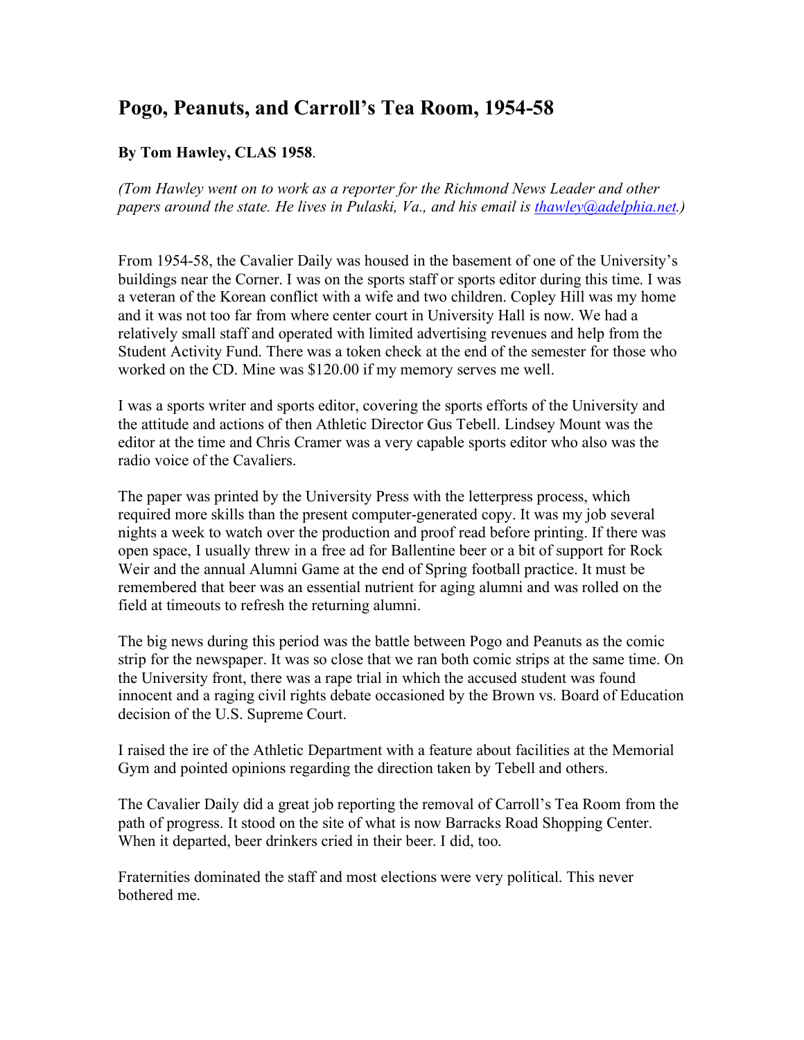# Pogo, Peanuts, and Carroll's Tea Room, 1954-58

**By Tom Hawley, CLAS 1958**.

*(Tom Hawley went on to work as a reporter for the Richmond News Leader and other papers around the state. He lives in Pulaski, Va., and his email is [thawley@adelphia.net](mailto:thawley@adelphia.net).)*

From 1954-58, the Cavalier Daily was housed in the basement of one of the University's buildings near the Corner. I was on the sports staff or sports editor during this time. I was a veteran of the Korean conflict with a wife and two children. Copley Hill was my home and it was not too far from where center court in University Hall is now. We had a relatively small staff and operated with limited advertising revenues and help from the Student Activity Fund. There was a token check at the end of the semester for those who worked on the CD. Mine was $120.00 if my memory serves me well.

I was a sports writer and sports editor, covering the sports efforts of the University and the attitude and actions of then Athletic Director Gus Tebell. Lindsey Mount was the editor at the time and Chris Cramer was a very capable sports editor who also was the radio voice of the Cavaliers.

The paper was printed by the University Press with the letterpress process, which required more skills than the present computer-generated copy. It was my job several nights a week to watch over the production and proof read before printing. If there was open space, I usually threw in a free ad for Ballentine beer or a bit of support for Rock Weir and the annual Alumni Game at the end of Spring football practice. It must be remembered that beer was an essential nutrient for aging alumni and was rolled on the field at timeouts to refresh the returning alumni.

The big news during this period was the battle between Pogo and Peanuts as the comic strip for the newspaper. It was so close that we ran both comic strips at the same time. On the University front, there was a rape trial in which the accused student was found innocent and a raging civil rights debate occasioned by the Brown vs. Board of Education decision of the U.S. Supreme Court.

I raised the ire of the Athletic Department with a feature about facilities at the Memorial Gym and pointed opinions regarding the direction taken by Tebell and others.

The Cavalier Daily did a great job reporting the removal of Carroll's Tea Room from the path of progress. It stood on the site of what is now Barracks Road Shopping Center. When it departed, beer drinkers cried in their beer. I did, too.

Fraternities dominated the staff and most elections were very political. This never bothered me.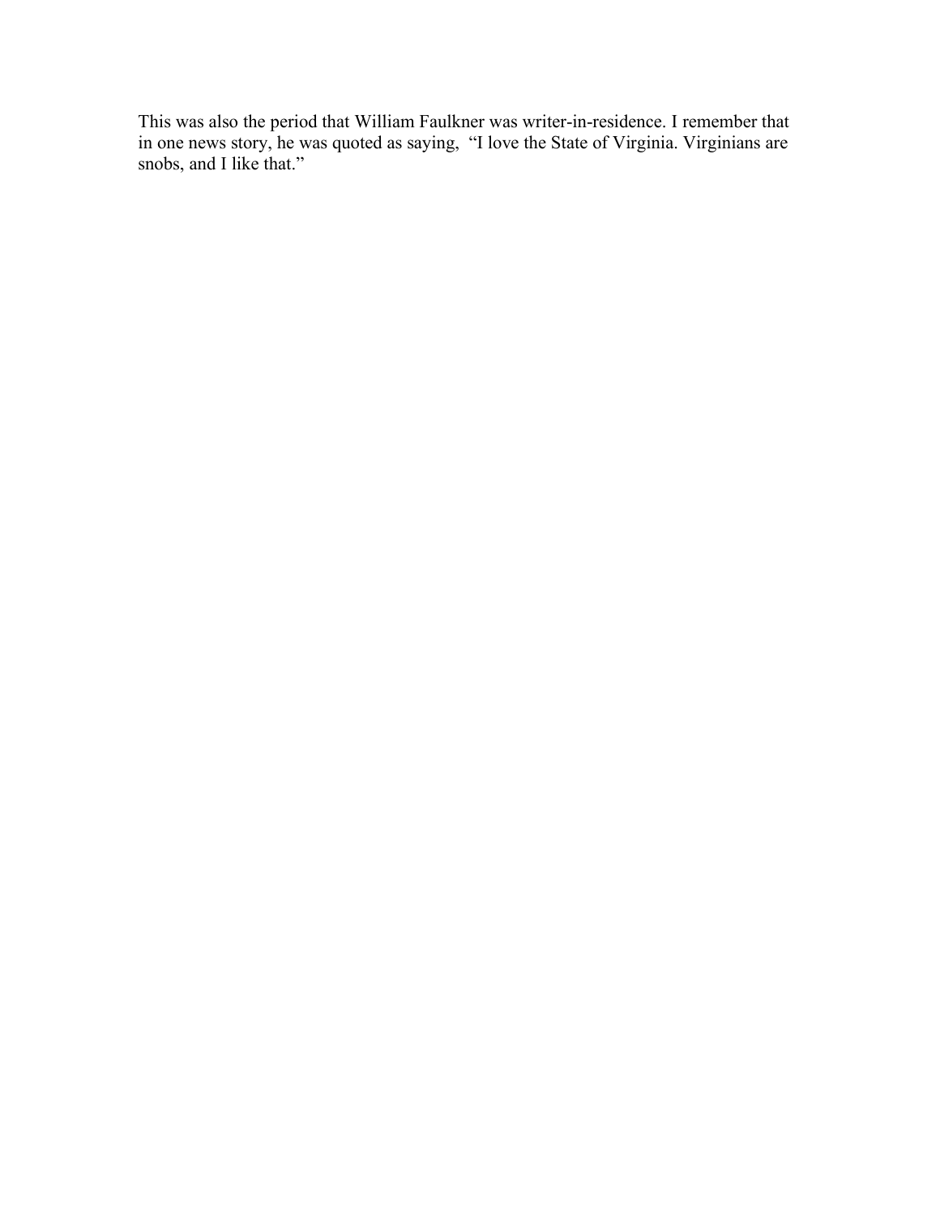This was also the period that William Faulkner was writer-in-residence. I remember that in one news story, he was quoted as saying, "I love the State of Virginia. Virginians are snobs, and I like that."